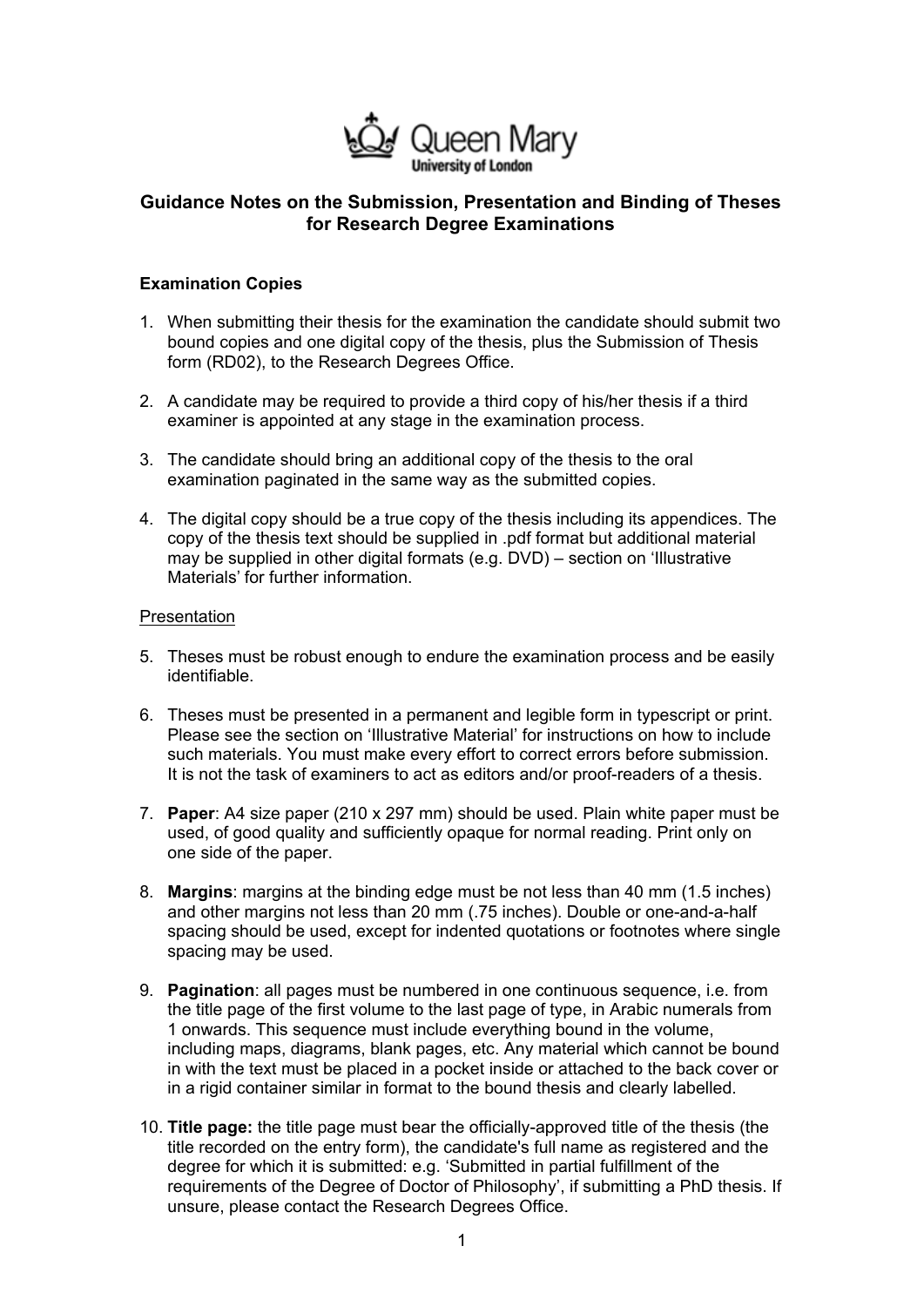Queen Mary University of London

# Guidance Notes on the Submission, Presentation and Binding of Theses for Research Degree Examinations

### Examination Copies

1. When submitting their thesis for the examination the candidate should submit two bound copies and one digital copy of the thesis, plus the Submission of Thesis form (RD02), to the Research Degrees Office.

2. A candidate may be required to provide a third copy of his/her thesis if a third examiner is appointed at any stage in the examination process.

3. The candidate should bring an additional copy of the thesis to the oral examination paginated in the same way as the submitted copies.

4. The digital copy should be a true copy of the thesis including its appendices. The copy of the thesis text should be supplied in .pdf format but additional material may be supplied in other digital formats (e.g. DVD) – section on 'Illustrative Materials' for further information.

<u>Presentation</u>

5. Theses must be robust enough to endure the examination process and be easily identifiable.

6. Theses must be presented in a permanent and legible form in typescript or print. Please see the section on 'Illustrative Material' for instructions on how to include such materials. You must make every effort to correct errors before submission. It is not the task of examiners to act as editors and/or proof-readers of a thesis.

7. **Paper**: A4 size paper (210 x 297 mm) should be used. Plain white paper must be used, of good quality and sufficiently opaque for normal reading. Print only on one side of the paper.

8. **Margins**: margins at the binding edge must be not less than 40 mm (1.5 inches) and other margins not less than 20 mm (.75 inches). Double or one-and-a-half spacing should be used, except for indented quotations or footnotes where single spacing may be used.

9. **Pagination**: all pages must be numbered in one continuous sequence, i.e. from the title page of the first volume to the last page of type, in Arabic numerals from 1 onwards. This sequence must include everything bound in the volume, including maps, diagrams, blank pages, etc. Any material which cannot be bound in with the text must be placed in a pocket inside or attached to the back cover or in a rigid container similar in format to the bound thesis and clearly labelled.

10. **Title page:** the title page must bear the officially-approved title of the thesis (the title recorded on the entry form), the candidate's full name as registered and the degree for which it is submitted: e.g. 'Submitted in partial fulfillment of the requirements of the Degree of Doctor of Philosophy', if submitting a PhD thesis. If unsure, please contact the Research Degrees Office.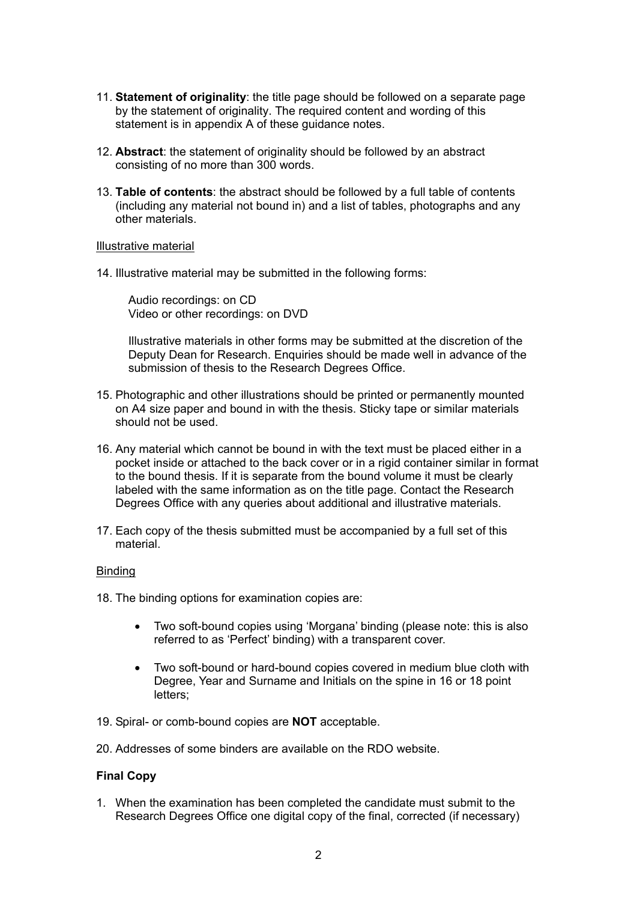11. **Statement of originality**: the title page should be followed on a separate page by the statement of originality. The required content and wording of this statement is in appendix A of these guidance notes.

12. **Abstract**: the statement of originality should be followed by an abstract consisting of no more than 300 words.

13. **Table of contents**: the abstract should be followed by a full table of contents (including any material not bound in) and a list of tables, photographs and any other materials.

<u>Illustrative material</u>

14. Illustrative material may be submitted in the following forms:

    Audio recordings: on CD
    Video or other recordings: on DVD

    Illustrative materials in other forms may be submitted at the discretion of the Deputy Dean for Research. Enquiries should be made well in advance of the submission of thesis to the Research Degrees Office.

15. Photographic and other illustrations should be printed or permanently mounted on A4 size paper and bound in with the thesis. Sticky tape or similar materials should not be used.

16. Any material which cannot be bound in with the text must be placed either in a pocket inside or attached to the back cover or in a rigid container similar in format to the bound thesis. If it is separate from the bound volume it must be clearly labeled with the same information as on the title page. Contact the Research Degrees Office with any queries about additional and illustrative materials.

17. Each copy of the thesis submitted must be accompanied by a full set of this material.

<u>Binding</u>

18. The binding options for examination copies are:

    - Two soft-bound copies using 'Morgana' binding (please note: this is also referred to as 'Perfect' binding) with a transparent cover.

    - Two soft-bound or hard-bound copies covered in medium blue cloth with Degree, Year and Surname and Initials on the spine in 16 or 18 point letters;

19. Spiral- or comb-bound copies are **NOT** acceptable.

20. Addresses of some binders are available on the RDO website.

**Final Copy**

1. When the examination has been completed the candidate must submit to the Research Degrees Office one digital copy of the final, corrected (if necessary)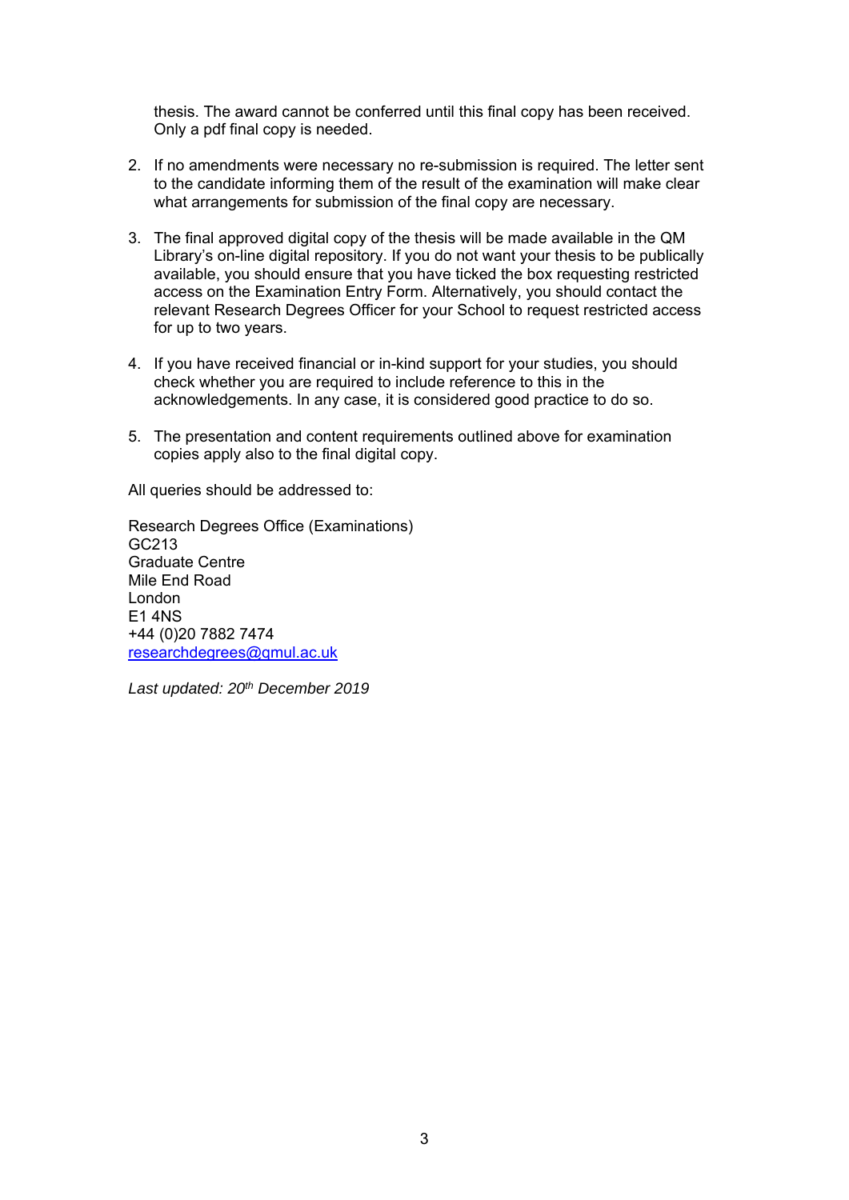thesis. The award cannot be conferred until this final copy has been received. Only a pdf final copy is needed.

2. If no amendments were necessary no re-submission is required. The letter sent to the candidate informing them of the result of the examination will make clear what arrangements for submission of the final copy are necessary.

3. The final approved digital copy of the thesis will be made available in the QM Library's on-line digital repository. If you do not want your thesis to be publically available, you should ensure that you have ticked the box requesting restricted access on the Examination Entry Form. Alternatively, you should contact the relevant Research Degrees Officer for your School to request restricted access for up to two years.

4. If you have received financial or in-kind support for your studies, you should check whether you are required to include reference to this in the acknowledgements. In any case, it is considered good practice to do so.

5. The presentation and content requirements outlined above for examination copies apply also to the final digital copy.

All queries should be addressed to:

Research Degrees Office (Examinations)
GC213
Graduate Centre
Mile End Road
London
E1 4NS
+44 (0)20 7882 7474
researchdegrees@qmul.ac.uk

*Last updated: 20th December 2019*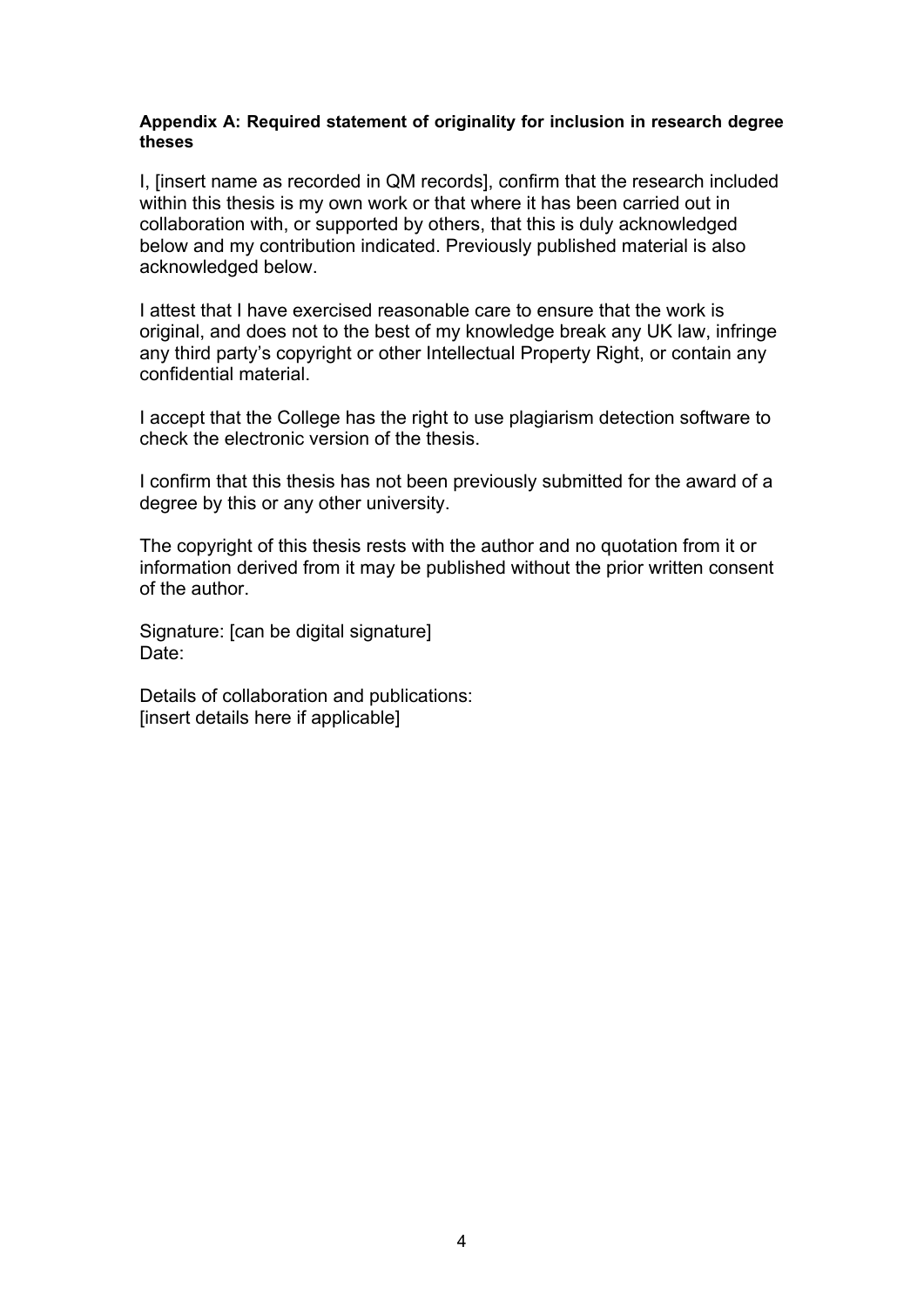**Appendix A: Required statement of originality for inclusion in research degree theses**

I, [insert name as recorded in QM records], confirm that the research included within this thesis is my own work or that where it has been carried out in collaboration with, or supported by others, that this is duly acknowledged below and my contribution indicated. Previously published material is also acknowledged below.

I attest that I have exercised reasonable care to ensure that the work is original, and does not to the best of my knowledge break any UK law, infringe any third party's copyright or other Intellectual Property Right, or contain any confidential material.

I accept that the College has the right to use plagiarism detection software to check the electronic version of the thesis.

I confirm that this thesis has not been previously submitted for the award of a degree by this or any other university.

The copyright of this thesis rests with the author and no quotation from it or information derived from it may be published without the prior written consent of the author.

Signature: [can be digital signature]
Date:

Details of collaboration and publications:
[insert details here if applicable]